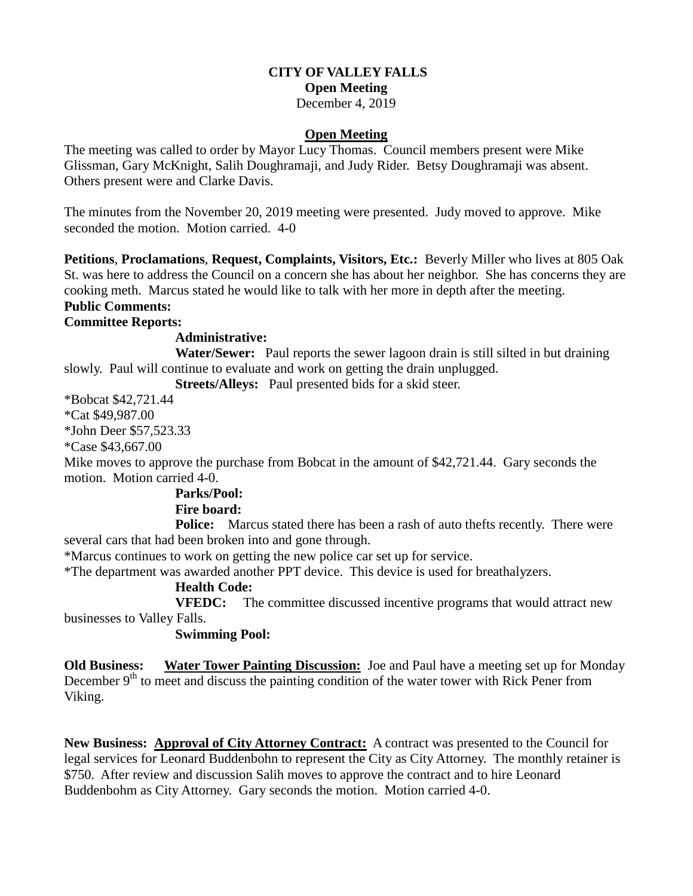**CITY OF VALLEY FALLS**
**Open Meeting**
December 4, 2019

**Open Meeting**

The meeting was called to order by Mayor Lucy Thomas. Council members present were Mike Glissman, Gary McKnight, Salih Doughramaji, and Judy Rider. Betsy Doughramaji was absent. Others present were and Clarke Davis.

The minutes from the November 20, 2019 meeting were presented. Judy moved to approve. Mike seconded the motion. Motion carried. 4-0

**Petitions**, **Proclamations**, **Request, Complaints, Visitors, Etc.:** Beverly Miller who lives at 805 Oak St. was here to address the Council on a concern she has about her neighbor. She has concerns they are cooking meth. Marcus stated he would like to talk with her more in depth after the meeting.

**Public Comments:**

**Committee Reports:**

**Administrative:**

**Water/Sewer:** Paul reports the sewer lagoon drain is still silted in but draining slowly. Paul will continue to evaluate and work on getting the drain unplugged.

**Streets/Alleys:** Paul presented bids for a skid steer.

*Bobcat $42,721.44
*Cat $49,987.00
*John Deer $57,523.33
*Case $43,667.00

Mike moves to approve the purchase from Bobcat in the amount of $42,721.44. Gary seconds the motion. Motion carried 4-0.

**Parks/Pool:**

**Fire board:**

**Police:** Marcus stated there has been a rash of auto thefts recently. There were several cars that had been broken into and gone through.

*Marcus continues to work on getting the new police car set up for service.
*The department was awarded another PPT device. This device is used for breathalyzers.

**Health Code:**

**VFEDC:** The committee discussed incentive programs that would attract new businesses to Valley Falls.

**Swimming Pool:**

**Old Business:** **Water Tower Painting Discussion:** Joe and Paul have a meeting set up for Monday December 9th to meet and discuss the painting condition of the water tower with Rick Pener from Viking.

**New Business:** **Approval of City Attorney Contract:** A contract was presented to the Council for legal services for Leonard Buddenbohn to represent the City as City Attorney. The monthly retainer is $750. After review and discussion Salih moves to approve the contract and to hire Leonard Buddenbohm as City Attorney. Gary seconds the motion. Motion carried 4-0.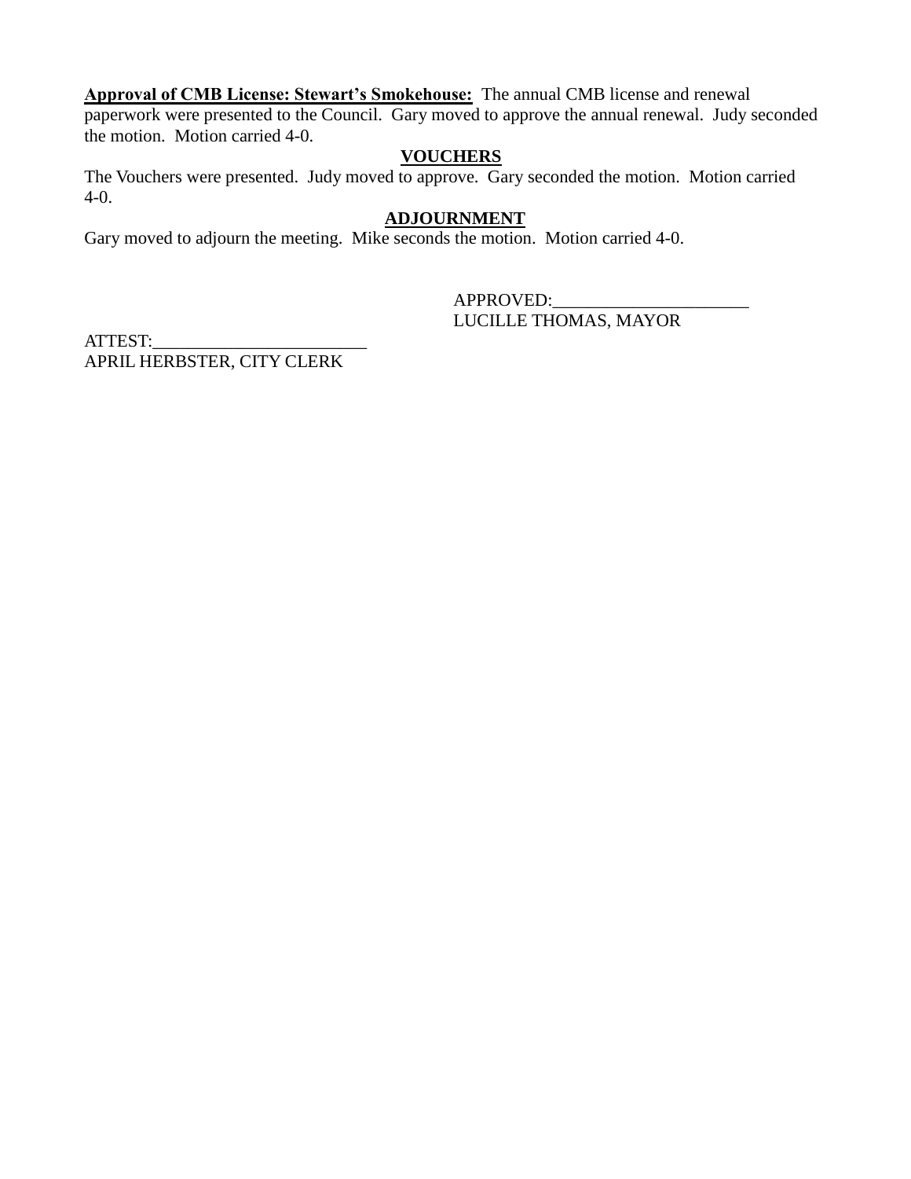**Approval of CMB License: Stewart's Smokehouse:** The annual CMB license and renewal paperwork were presented to the Council. Gary moved to approve the annual renewal. Judy seconded the motion. Motion carried 4-0.

## VOUCHERS

The Vouchers were presented. Judy moved to approve. Gary seconded the motion. Motion carried 4-0.

## ADJOURNMENT

Gary moved to adjourn the meeting. Mike seconds the motion. Motion carried 4-0.

APPROVED:______________________
LUCILLE THOMAS, MAYOR

ATTEST:________________________
APRIL HERBSTER, CITY CLERK